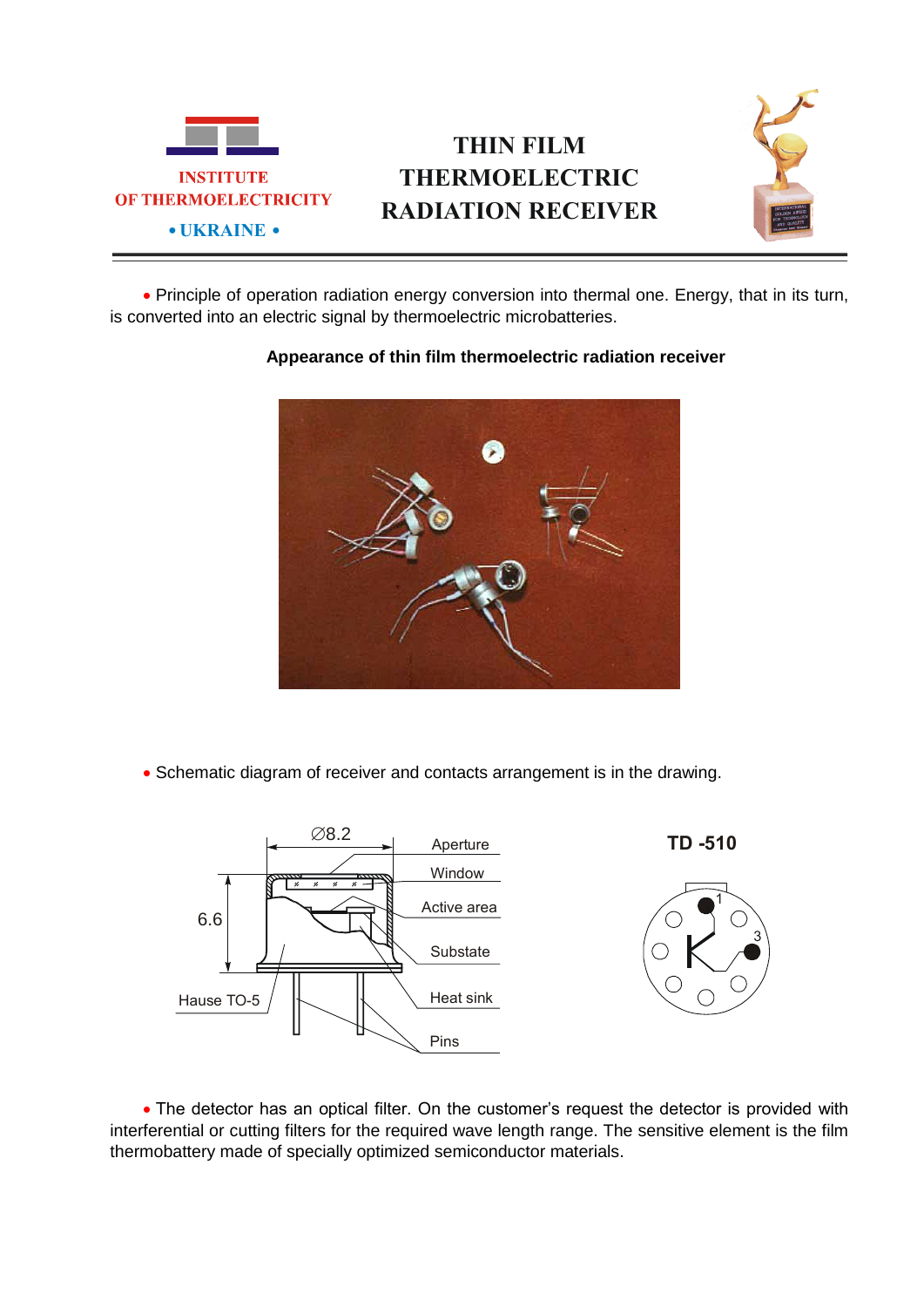INSTITUTE
OF THERMOELECTRICITY
• UKRAINE •

# THIN FILM THERMOELECTRIC RADIATION RECEIVER

• Principle of operation radiation energy conversion into thermal one. Energy, that in its turn, is converted into an electric signal by thermoelectric microbatteries.

**Appearance of thin film thermoelectric radiation receiver**

• Schematic diagram of receiver and contacts arrangement is in the drawing.

∅8.2

6.6

Aperture

Window

Active area

Substate

Heat sink

Pins

Hause TO-5

**TD -510**

1

3

• The detector has an optical filter. On the customer's request the detector is provided with interferential or cutting filters for the required wave length range. The sensitive element is the film thermobattery made of specially optimized semiconductor materials.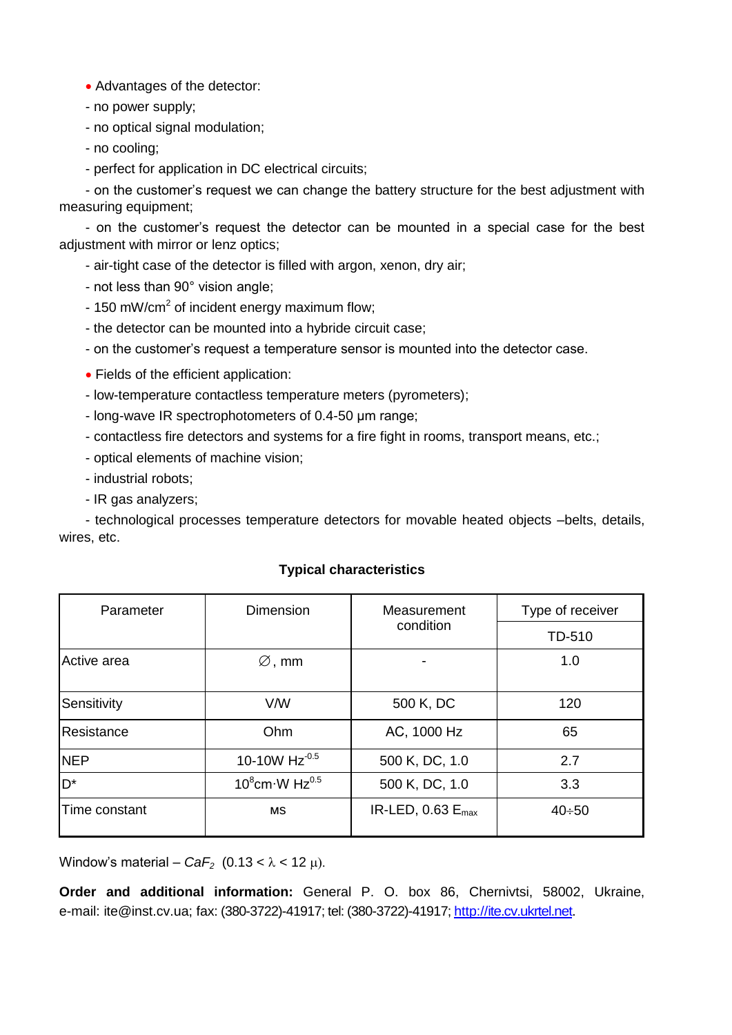• Advantages of the detector:

- no power supply;
- no optical signal modulation;
- no cooling;
- perfect for application in DC electrical circuits;
- on the customer's request we can change the battery structure for the best adjustment with measuring equipment;
- on the customer's request the detector can be mounted in a special case for the best adjustment with mirror or lenz optics;
- air-tight case of the detector is filled with argon, xenon, dry air;
- not less than 90° vision angle;
- 150 mW/cm$^2$ of incident energy maximum flow;
- the detector can be mounted into a hybride circuit case;
- on the customer's request a temperature sensor is mounted into the detector case.

• Fields of the efficient application:

- low-temperature contactless temperature meters (pyrometers);
- long-wave IR spectrophotometers of 0.4-50 μm range;
- contactless fire detectors and systems for a fire fight in rooms, transport means, etc.;
- optical elements of machine vision;
- industrial robots;
- IR gas analyzers;
- technological processes temperature detectors for movable heated objects –belts, details, wires, etc.

**Typical characteristics**

| Parameter | Dimension | Measurement condition | Type of receiver |
|---|---|---|---|
| | | | TD-510 |
| Active area | ∅, mm | - | 1.0 |
| Sensitivity | V/W | 500 K, DC | 120 |
| Resistance | Ohm | AC, 1000 Hz | 65 |
| NEP | 10-10W Hz$^{-0.5}$ | 500 K, DC, 1.0 | 2.7 |
| D* | 10$^8$cm·W Hz$^{0.5}$ | 500 K, DC, 1.0 | 3.3 |
| Time constant | мs | IR-LED, 0.63 $E_{max}$ | 40÷50 |

Window's material – $CaF_2$ ($0.13 < \lambda < 12$ μ).

**Order and additional information:** General P. O. box 86, Chernivtsi, 58002, Ukraine, e-mail: ite@inst.cv.ua; fax: (380-3722)-41917; tel: (380-3722)-41917; http://ite.cv.ukrtel.net.